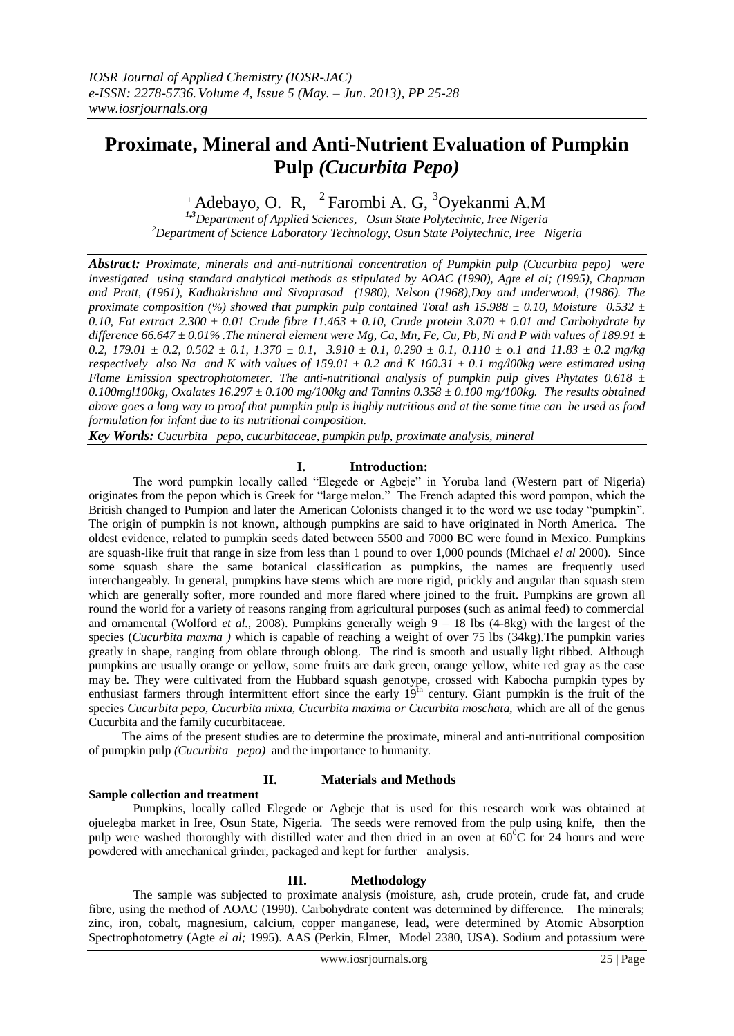# Proximate, Mineral and Anti-Nutrient Evaluation of Pumpkin Pulp *(Cucurbita Pepo)*

[1] Adebayo, O. R, [2] Farombi A. G, [3]Oyekanmi A.M

*[1,3]Department of Applied Sciences, Osun State Polytechnic, Iree Nigeria*
*[2]Department of Science Laboratory Technology, Osun State Polytechnic, Iree Nigeria*

***Abstract:*** *Proximate, minerals and anti-nutritional concentration of Pumpkin pulp (Cucurbita pepo) were investigated using standard analytical methods as stipulated by AOAC (1990), Agte el al; (1995), Chapman and Pratt, (1961), Kadhakrishna and Sivaprasad (1980), Nelson (1968),Day and underwood, (1986). The proximate composition (%) showed that pumpkin pulp contained Total ash 15.988 ± 0.10, Moisture 0.532 ± 0.10, Fat extract 2.300 ± 0.01 Crude fibre 11.463 ± 0.10, Crude protein 3.070 ± 0.01 and Carbohydrate by difference 66.647 ± 0.01% .The mineral element were Mg, Ca, Mn, Fe, Cu, Pb, Ni and P with values of 189.91 ± 0.2, 179.01 ± 0.2, 0.502 ± 0.1, 1.370 ± 0.1, 3.910 ± 0.1, 0.290 ± 0.1, 0.110 ± o.1 and 11.83 ± 0.2 mg/kg respectively also Na and K with values of 159.01 ± 0.2 and K 160.31 ± 0.1 mg/l00kg were estimated using Flame Emission spectrophotometer. The anti-nutritional analysis of pumpkin pulp gives Phytates 0.618 ± 0.100mgl100kg, Oxalates 16.297 ± 0.100 mg/100kg and Tannins 0.358 ± 0.100 mg/100kg. The results obtained above goes a long way to proof that pumpkin pulp is highly nutritious and at the same time can be used as food formulation for infant due to its nutritional composition.*

***Key Words:*** *Cucurbita pepo, cucurbitaceae, pumpkin pulp, proximate analysis, mineral*

## I. Introduction:

The word pumpkin locally called "Elegede or Agbeje" in Yoruba land (Western part of Nigeria) originates from the pepon which is Greek for "large melon." The French adapted this word pompon, which the British changed to Pumpion and later the American Colonists changed it to the word we use today "pumpkin". The origin of pumpkin is not known, although pumpkins are said to have originated in North America. The oldest evidence, related to pumpkin seeds dated between 5500 and 7000 BC were found in Mexico. Pumpkins are squash-like fruit that range in size from less than 1 pound to over 1,000 pounds (Michael *el al* 2000). Since some squash share the same botanical classification as pumpkins, the names are frequently used interchangeably. In general, pumpkins have stems which are more rigid, prickly and angular than squash stem which are generally softer, more rounded and more flared where joined to the fruit. Pumpkins are grown all round the world for a variety of reasons ranging from agricultural purposes (such as animal feed) to commercial and ornamental (Wolford *et al.,* 2008). Pumpkins generally weigh 9 – 18 lbs (4-8kg) with the largest of the species (*Cucurbita maxma )* which is capable of reaching a weight of over 75 lbs (34kg).The pumpkin varies greatly in shape, ranging from oblate through oblong. The rind is smooth and usually light ribbed. Although pumpkins are usually orange or yellow, some fruits are dark green, orange yellow, white red gray as the case may be. They were cultivated from the Hubbard squash genotype, crossed with Kabocha pumpkin types by enthusiast farmers through intermittent effort since the early $19^{th}$ century. Giant pumpkin is the fruit of the species *Cucurbita pepo, Cucurbita mixta, Cucurbita maxima or Cucurbita moschata,* which are all of the genus Cucurbita and the family cucurbitaceae.

The aims of the present studies are to determine the proximate, mineral and anti-nutritional composition of pumpkin pulp *(Cucurbita pepo)* and the importance to humanity.

## II. Materials and Methods

**Sample collection and treatment**

Pumpkins, locally called Elegede or Agbeje that is used for this research work was obtained at ojuelegba market in Iree, Osun State, Nigeria. The seeds were removed from the pulp using knife, then the pulp were washed thoroughly with distilled water and then dried in an oven at $60^0$C for 24 hours and were powdered with amechanical grinder, packaged and kept for further analysis.

## III. Methodology

The sample was subjected to proximate analysis (moisture, ash, crude protein, crude fat, and crude fibre, using the method of AOAC (1990). Carbohydrate content was determined by difference. The minerals; zinc, iron, cobalt, magnesium, calcium, copper manganese, lead, were determined by Atomic Absorption Spectrophotometry (Agte *el al;* 1995). AAS (Perkin, Elmer, Model 2380, USA). Sodium and potassium were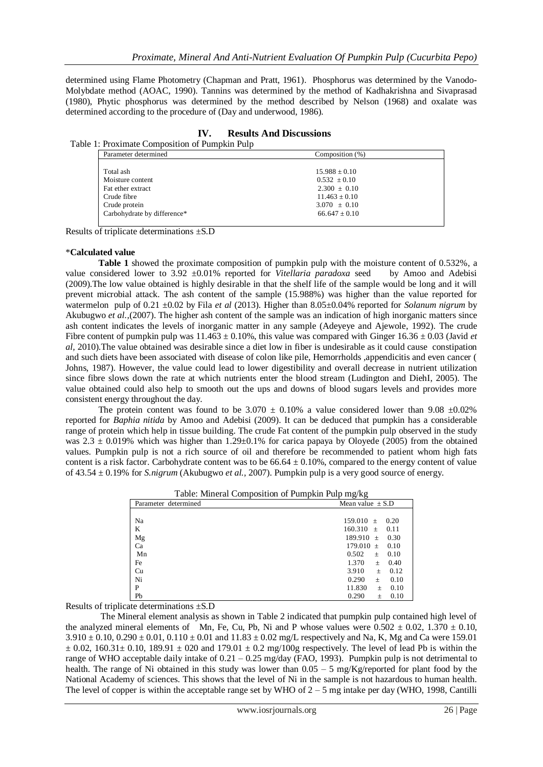determined using Flame Photometry (Chapman and Pratt, 1961). Phosphorus was determined by the Vanodo-Molybdate method (AOAC, 1990). Tannins was determined by the method of Kadhakrishna and Sivaprasad (1980), Phytic phosphorus was determined by the method described by Nelson (1968) and oxalate was determined according to the procedure of (Day and underwood, 1986).

## IV. Results And Discussions

Table 1: Proximate Composition of Pumpkin Pulp

| Parameter determined | Composition (%) |
|---|---|
| Total ash | 15.988 ± 0.10 |
| Moisture content | 0.532 ± 0.10 |
| Fat ether extract | 2.300 ± 0.10 |
| Crude fibre | 11.463 ± 0.10 |
| Crude protein | 3.070 ± 0.10 |
| Carbohydrate by difference* | 66.647 ± 0.10 |

Results of triplicate determinations ±S.D

***Calculated value**

**Table 1** showed the proximate composition of pumpkin pulp with the moisture content of 0.532%, a value considered lower to 3.92 ±0.01% reported for *Vitellaria paradoxa* seed by Amoo and Adebisi (2009).The low value obtained is highly desirable in that the shelf life of the sample would be long and it will prevent microbial attack. The ash content of the sample (15.988%) was higher than the value reported for watermelon pulp of 0.21 ±0.02 by Fila *et al* (2013). Higher than 8.05±0.04% reported for *Solanum nigrum* by Akubugwo *et al.*,(2007). The higher ash content of the sample was an indication of high inorganic matters since ash content indicates the levels of inorganic matter in any sample (Adeyeye and Ajewole, 1992). The crude Fibre content of pumpkin pulp was 11.463 ± 0.10%, this value was compared with Ginger 16.36 ± 0.03 (Javid *et al,* 2010).The value obtained was desirable since a diet low in fiber is undesirable as it could cause constipation and such diets have been associated with disease of colon like pile, Hemorrholds ,appendicitis and even cancer ( Johns, 1987). However, the value could lead to lower digestibility and overall decrease in nutrient utilization since fibre slows down the rate at which nutrients enter the blood stream (Ludington and DiehI, 2005). The value obtained could also help to smooth out the ups and downs of blood sugars levels and provides more consistent energy throughout the day.

The protein content was found to be 3.070 ± 0.10% a value considered lower than 9.08 ±0.02% reported for *Baphia nitida* by Amoo and Adebisi (2009). It can be deduced that pumpkin has a considerable range of protein which help in tissue building. The crude Fat content of the pumpkin pulp observed in the study was 2.3 ± 0.019% which was higher than 1.29±0.1% for carica papaya by Oloyede (2005) from the obtained values. Pumpkin pulp is not a rich source of oil and therefore be recommended to patient whom high fats content is a risk factor. Carbohydrate content was to be 66.64 ± 0.10%, compared to the energy content of value of 43.54 ± 0.19% for *S.nigrum* (Akubugwo *et al.,* 2007). Pumpkin pulp is a very good source of energy.

Table: Mineral Composition of Pumpkin Pulp mg/kg

| Parameter determined | Mean value ± S.D |
|---|---|
| Na | 159.010 ± 0.20 |
| K | 160.310 ± 0.11 |
| Mg | 189.910 ± 0.30 |
| Ca | 179.010 ± 0.10 |
| Mn | 0.502 ± 0.10 |
| Fe | 1.370 ± 0.40 |
| Cu | 3.910 ± 0.12 |
| Ni | 0.290 ± 0.10 |
| P | 11.830 ± 0.10 |
| Pb | 0.290 ± 0.10 |

Results of triplicate determinations ±S.D

The Mineral element analysis as shown in Table 2 indicated that pumpkin pulp contained high level of the analyzed mineral elements of Mn, Fe, Cu, Pb, Ni and P whose values were 0.502 ± 0.02, 1.370 ± 0.10, 3.910 ± 0.10, 0.290 ± 0.01, 0.110 ± 0.01 and 11.83 ± 0.02 mg/L respectively and Na, K, Mg and Ca were 159.01 ± 0.02, 160.31± 0.10, 189.91 ± 020 and 179.01 ± 0.2 mg/100g respectively. The level of lead Pb is within the range of WHO acceptable daily intake of 0.21 – 0.25 mg/day (FAO, 1993). Pumpkin pulp is not detrimental to health. The range of Ni obtained in this study was lower than 0.05 – 5 mg/Kg/reported for plant food by the National Academy of sciences. This shows that the level of Ni in the sample is not hazardous to human health. The level of copper is within the acceptable range set by WHO of 2 – 5 mg intake per day (WHO, 1998, Cantilli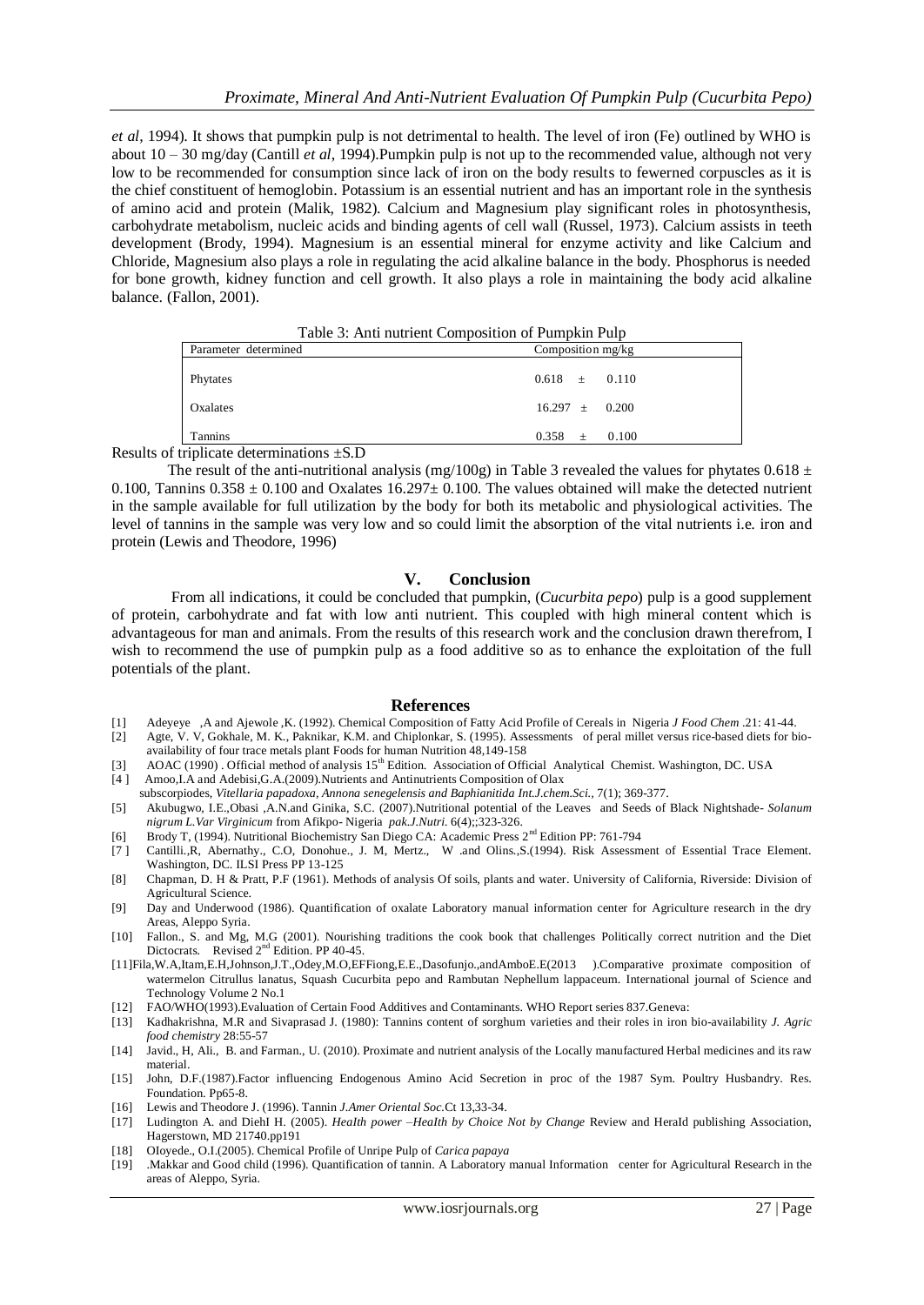*et al*, 1994). It shows that pumpkin pulp is not detrimental to health. The level of iron (Fe) outlined by WHO is about 10 – 30 mg/day (Cantill *et al*, 1994).Pumpkin pulp is not up to the recommended value, although not very low to be recommended for consumption since lack of iron on the body results to fewerned corpuscles as it is the chief constituent of hemoglobin. Potassium is an essential nutrient and has an important role in the synthesis of amino acid and protein (Malik, 1982). Calcium and Magnesium play significant roles in photosynthesis, carbohydrate metabolism, nucleic acids and binding agents of cell wall (Russel, 1973). Calcium assists in teeth development (Brody, 1994). Magnesium is an essential mineral for enzyme activity and like Calcium and Chloride, Magnesium also plays a role in regulating the acid alkaline balance in the body. Phosphorus is needed for bone growth, kidney function and cell growth. It also plays a role in maintaining the body acid alkaline balance. (Fallon, 2001).

Table 3: Anti nutrient Composition of Pumpkin Pulp

| Parameter determined | Composition mg/kg |
|---|---|
| Phytates | 0.618 ± 0.110 |
| Oxalates | 16.297 ± 0.200 |
| Tannins | 0.358 ± 0.100 |

Results of triplicate determinations ±S.D

The result of the anti-nutritional analysis (mg/100g) in Table 3 revealed the values for phytates 0.618 ± 0.100, Tannins 0.358 ± 0.100 and Oxalates 16.297± 0.100. The values obtained will make the detected nutrient in the sample available for full utilization by the body for both its metabolic and physiological activities. The level of tannins in the sample was very low and so could limit the absorption of the vital nutrients i.e. iron and protein (Lewis and Theodore, 1996)

## V. Conclusion

From all indications, it could be concluded that pumpkin, (*Cucurbita pepo*) pulp is a good supplement of protein, carbohydrate and fat with low anti nutrient. This coupled with high mineral content which is advantageous for man and animals. From the results of this research work and the conclusion drawn therefrom, I wish to recommend the use of pumpkin pulp as a food additive so as to enhance the exploitation of the full potentials of the plant.

## References

[1] Adeyeye ,A and Ajewole ,K. (1992). Chemical Composition of Fatty Acid Profile of Cereals in Nigeria *J Food Chem* .21: 41-44.

[2] Agte, V. V, Gokhale, M. K., Paknikar, K.M. and Chiplonkar, S. (1995). Assessments of peral millet versus rice-based diets for bio-availability of four trace metals plant Foods for human Nutrition 48,149-158

[3] AOAC (1990) . Official method of analysis 15th Edition. Association of Official Analytical Chemist. Washington, DC. USA

[4 ] Amoo,I.A and Adebisi,G.A.(2009).Nutrients and Antinutrients Composition of Olax subscorpiodes, *Vitellaria papadoxa, Annona senegelensis and Baphianitida Int.J.chem.Sci.*, 7(1); 369-377.

[5] Akubugwo, I.E.,Obasi ,A.N.and Ginika, S.C. (2007).Nutritional potential of the Leaves and Seeds of Black Nightshade- *Solanum nigrum L.Var Virginicum* from Afikpo- Nigeria *pak.J.Nutri.* 6(4);;323-326.

[6] Brody T, (1994). Nutritional Biochemistry San Diego CA: Academic Press 2nd Edition PP: 761-794

[7 ] Cantilli.,R, Abernathy., C.O, Donohue., J. M, Mertz., W .and Olins.,S.(1994). Risk Assessment of Essential Trace Element. Washington, DC. ILSI Press PP 13-125

[8] Chapman, D. H & Pratt, P.F (1961). Methods of analysis Of soils, plants and water. University of California, Riverside: Division of Agricultural Science.

[9] Day and Underwood (1986). Quantification of oxalate Laboratory manual information center for Agriculture research in the dry Areas, Aleppo Syria.

[10] Fallon., S. and Mg, M.G (2001). Nourishing traditions the cook book that challenges Politically correct nutrition and the Diet Dictocrats. Revised 2nd Edition. PP 40-45.

[11]Fila,W.A,Itam,E.H,Johnson,J.T.,Odey,M.O,EFFiong,E.E.,Dasofunjo.,andAmboE.E(2013 ).Comparative proximate composition of watermelon Citrullus lanatus, Squash Cucurbita pepo and Rambutan Nephellum lappaceum. International journal of Science and Technology Volume 2 No.1

[12] FAO/WHO(1993).Evaluation of Certain Food Additives and Contaminants. WHO Report series 837.Geneva:

[13] Kadhakrishna, M.R and Sivaprasad J. (1980): Tannins content of sorghum varieties and their roles in iron bio-availability *J. Agric food chemistry* 28:55-57

[14] Javid., H, Ali., B. and Farman., U. (2010). Proximate and nutrient analysis of the Locally manufactured Herbal medicines and its raw material.

[15] John, D.F.(1987).Factor influencing Endogenous Amino Acid Secretion in proc of the 1987 Sym. Poultry Husbandry. Res. Foundation. Pp65-8.

[16] Lewis and Theodore J. (1996). Tannin *J.Amer Oriental Soc.*Ct 13,33-34.

[17] Ludington A. and Diehl H. (2005). *Health power –Health by Choice Not by Change* Review and Herald publishing Association, Hagerstown, MD 21740.pp191

[18] Oloyede., O.I.(2005). Chemical Profile of Unripe Pulp of *Carica papaya*

[19] .Makkar and Good child (1996). Quantification of tannin. A Laboratory manual Information center for Agricultural Research in the areas of Aleppo, Syria.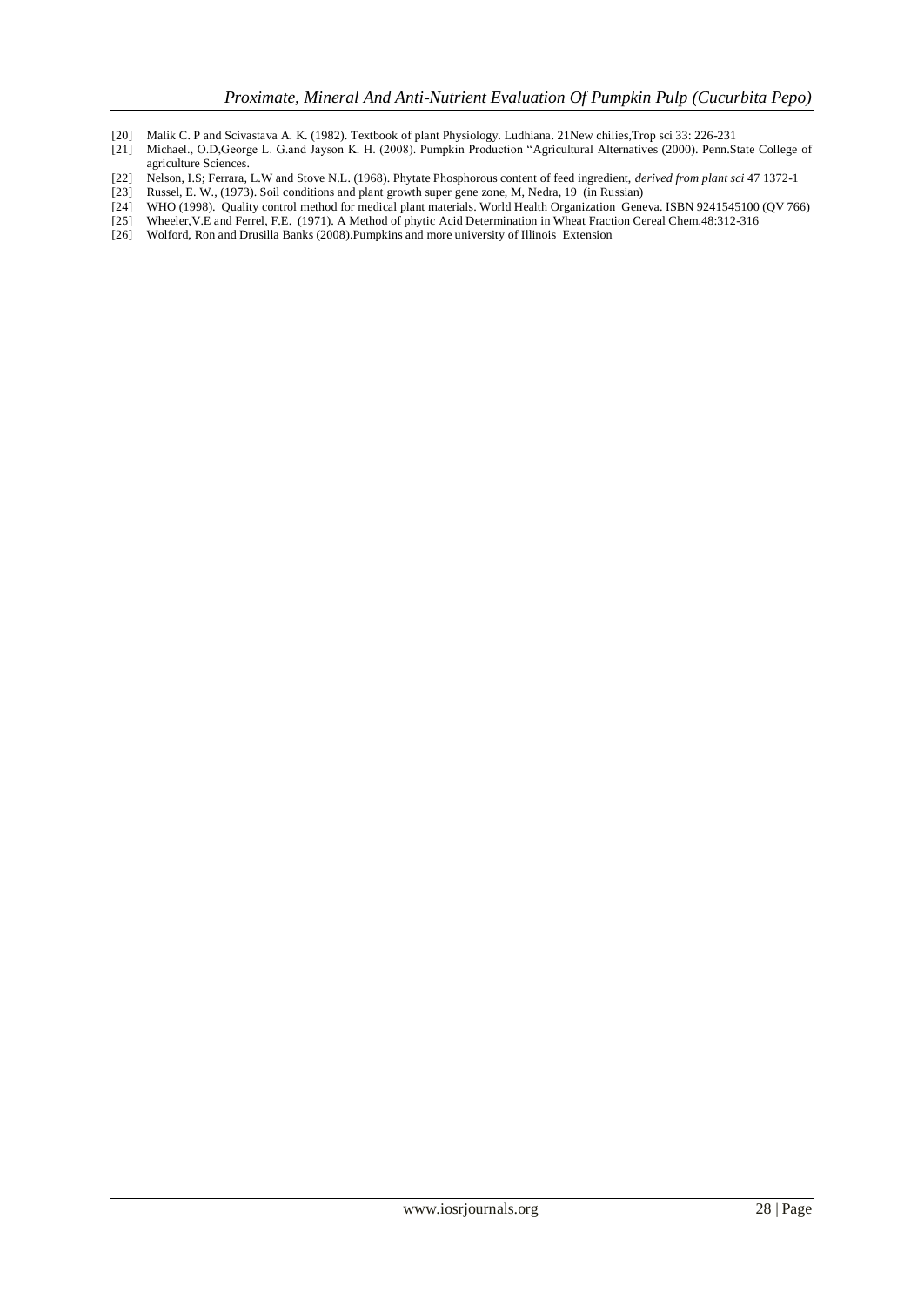[20] Malik C. P and Scivastava A. K. (1982). Textbook of plant Physiology. Ludhiana. 21New chilies,Trop sci 33: 226-231

[21] Michael., O.D,George L. G.and Jayson K. H. (2008). Pumpkin Production "Agricultural Alternatives (2000). Penn.State College of agriculture Sciences.

[22] Nelson, I.S; Ferrara, L.W and Stove N.L. (1968). Phytate Phosphorous content of feed ingredient, *derived from plant sci* 47 1372-1

[23] Russel, E. W., (1973). Soil conditions and plant growth super gene zone, M, Nedra, 19 (in Russian)

[24] WHO (1998). Quality control method for medical plant materials. World Health Organization Geneva. ISBN 9241545100 (QV 766)

[25] Wheeler,V.E and Ferrel, F.E. (1971). A Method of phytic Acid Determination in Wheat Fraction Cereal Chem.48:312-316

[26] Wolford, Ron and Drusilla Banks (2008).Pumpkins and more university of Illinois Extension